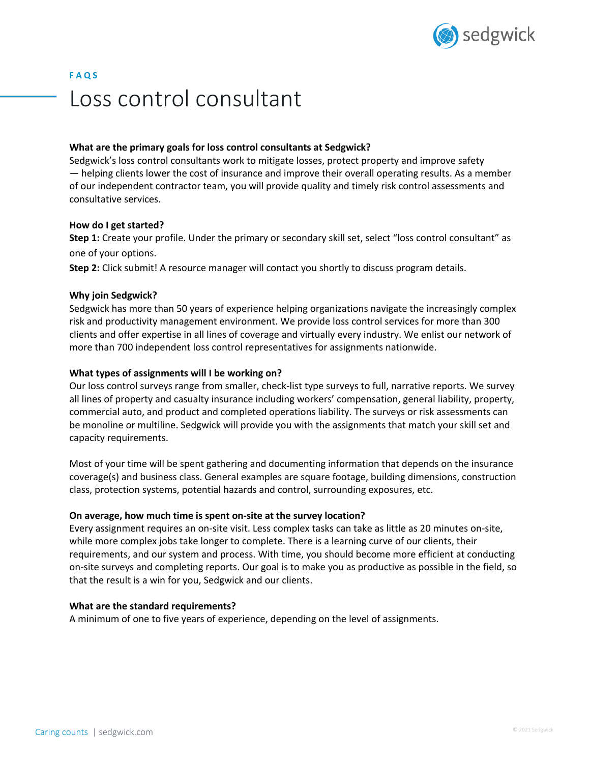FAQS

# Loss control consultant

**What are the primary goals for loss control consultants at Sedgwick?**

Sedgwick's loss control consultants work to mitigate losses, protect property and improve safety — helping clients lower the cost of insurance and improve their overall operating results. As a member of our independent contractor team, you will provide quality and timely risk control assessments and consultative services.

**How do I get started?**

**Step 1:** Create your profile. Under the primary or secondary skill set, select "loss control consultant" as one of your options.

**Step 2:** Click submit! A resource manager will contact you shortly to discuss program details.

**Why join Sedgwick?**

Sedgwick has more than 50 years of experience helping organizations navigate the increasingly complex risk and productivity management environment. We provide loss control services for more than 300 clients and offer expertise in all lines of coverage and virtually every industry. We enlist our network of more than 700 independent loss control representatives for assignments nationwide.

**What types of assignments will I be working on?**

Our loss control surveys range from smaller, check-list type surveys to full, narrative reports. We survey all lines of property and casualty insurance including workers' compensation, general liability, property, commercial auto, and product and completed operations liability. The surveys or risk assessments can be monoline or multiline. Sedgwick will provide you with the assignments that match your skill set and capacity requirements.

Most of your time will be spent gathering and documenting information that depends on the insurance coverage(s) and business class. General examples are square footage, building dimensions, construction class, protection systems, potential hazards and control, surrounding exposures, etc.

**On average, how much time is spent on-site at the survey location?**

Every assignment requires an on-site visit. Less complex tasks can take as little as 20 minutes on-site, while more complex jobs take longer to complete. There is a learning curve of our clients, their requirements, and our system and process. With time, you should become more efficient at conducting on-site surveys and completing reports. Our goal is to make you as productive as possible in the field, so that the result is a win for you, Sedgwick and our clients.

**What are the standard requirements?**

A minimum of one to five years of experience, depending on the level of assignments.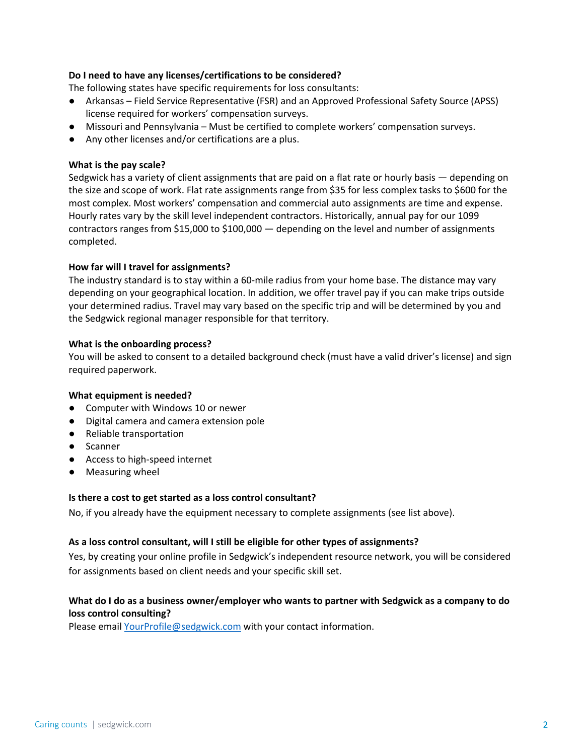**Do I need to have any licenses/certifications to be considered?**

The following states have specific requirements for loss consultants:

- Arkansas – Field Service Representative (FSR) and an Approved Professional Safety Source (APSS) license required for workers' compensation surveys.
- Missouri and Pennsylvania – Must be certified to complete workers' compensation surveys.
- Any other licenses and/or certifications are a plus.

**What is the pay scale?**

Sedgwick has a variety of client assignments that are paid on a flat rate or hourly basis — depending on the size and scope of work. Flat rate assignments range from $35 for less complex tasks to $600 for the most complex. Most workers' compensation and commercial auto assignments are time and expense. Hourly rates vary by the skill level independent contractors. Historically, annual pay for our 1099 contractors ranges from $15,000 to $100,000 — depending on the level and number of assignments completed.

**How far will I travel for assignments?**

The industry standard is to stay within a 60-mile radius from your home base. The distance may vary depending on your geographical location. In addition, we offer travel pay if you can make trips outside your determined radius. Travel may vary based on the specific trip and will be determined by you and the Sedgwick regional manager responsible for that territory.

**What is the onboarding process?**

You will be asked to consent to a detailed background check (must have a valid driver's license) and sign required paperwork.

**What equipment is needed?**

- Computer with Windows 10 or newer
- Digital camera and camera extension pole
- Reliable transportation
- Scanner
- Access to high-speed internet
- Measuring wheel

**Is there a cost to get started as a loss control consultant?**

No, if you already have the equipment necessary to complete assignments (see list above).

**As a loss control consultant, will I still be eligible for other types of assignments?**

Yes, by creating your online profile in Sedgwick's independent resource network, you will be considered for assignments based on client needs and your specific skill set.

**What do I do as a business owner/employer who wants to partner with Sedgwick as a company to do loss control consulting?**

Please email YourProfile@sedgwick.com with your contact information.